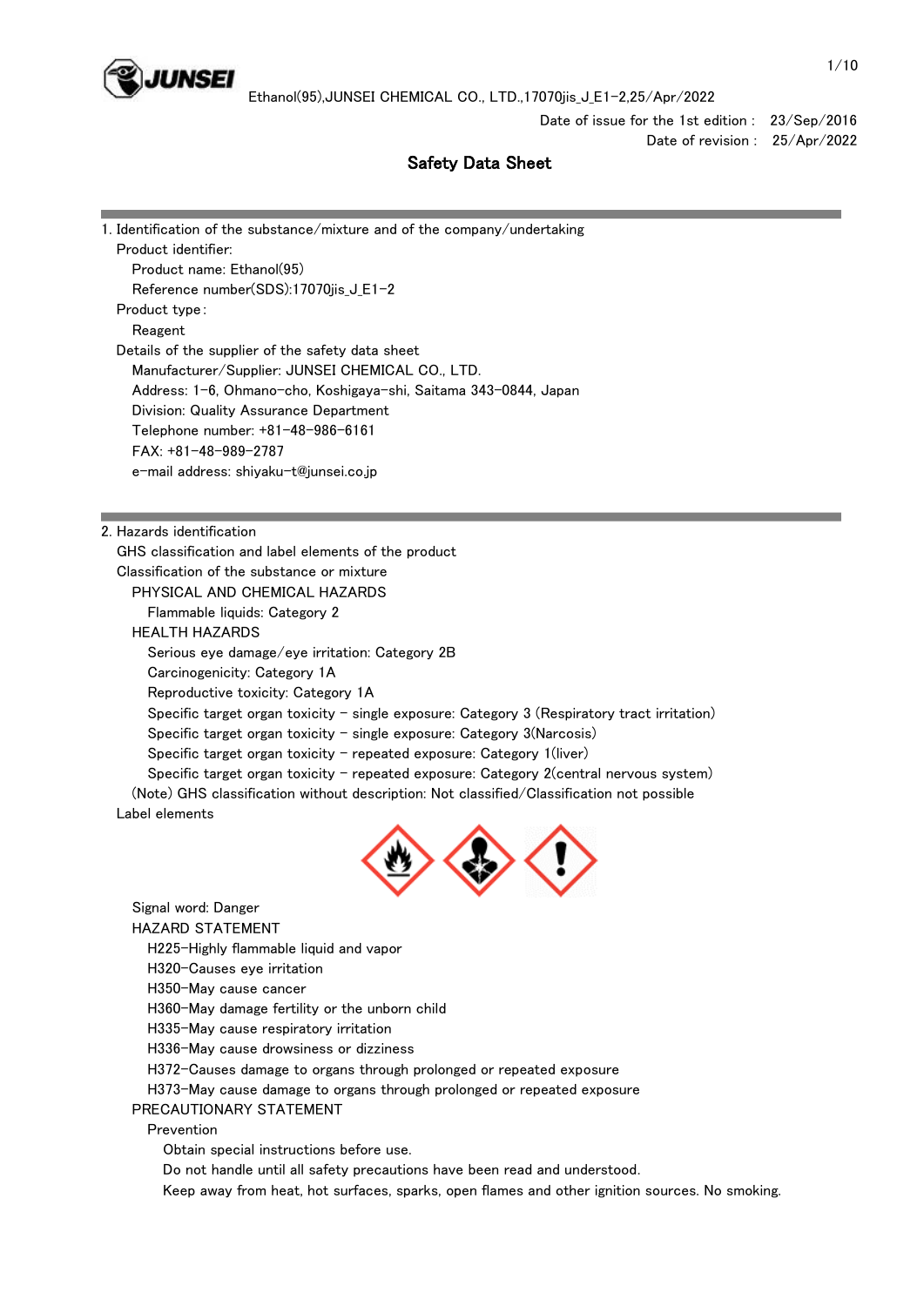Ethanol(95),JUNSEI CHEMICAL CO., LTD.,17070jis_J_E1-2,25/Apr/2022

Date of issue for the 1st edition : 23/Sep/2016
Date of revision : 25/Apr/2022

# Safety Data Sheet

## 1. Identification of the substance/mixture and of the company/undertaking

Product identifier:
- Product name: Ethanol(95)
- Reference number(SDS):17070jis_J_E1-2

Product type：
- Reagent

Details of the supplier of the safety data sheet
- Manufacturer/Supplier: JUNSEI CHEMICAL CO., LTD.
- Address: 1-6, Ohmano-cho, Koshigaya-shi, Saitama 343-0844, Japan
- Division: Quality Assurance Department
- Telephone number: +81-48-986-6161
- FAX: +81-48-989-2787
- e-mail address: shiyaku-t@junsei.co.jp

## 2. Hazards identification

GHS classification and label elements of the product

Classification of the substance or mixture

PHYSICAL AND CHEMICAL HAZARDS
- Flammable liquids: Category 2

HEALTH HAZARDS
- Serious eye damage/eye irritation: Category 2B
- Carcinogenicity: Category 1A
- Reproductive toxicity: Category 1A
- Specific target organ toxicity - single exposure: Category 3 (Respiratory tract irritation)
- Specific target organ toxicity - single exposure: Category 3(Narcosis)
- Specific target organ toxicity - repeated exposure: Category 1(liver)
- Specific target organ toxicity - repeated exposure: Category 2(central nervous system)

(Note) GHS classification without description: Not classified/Classification not possible

Label elements

Signal word: Danger

HAZARD STATEMENT
- H225-Highly flammable liquid and vapor
- H320-Causes eye irritation
- H350-May cause cancer
- H360-May damage fertility or the unborn child
- H335-May cause respiratory irritation
- H336-May cause drowsiness or dizziness
- H372-Causes damage to organs through prolonged or repeated exposure
- H373-May cause damage to organs through prolonged or repeated exposure

PRECAUTIONARY STATEMENT

Prevention
- Obtain special instructions before use.
- Do not handle until all safety precautions have been read and understood.
- Keep away from heat, hot surfaces, sparks, open flames and other ignition sources. No smoking.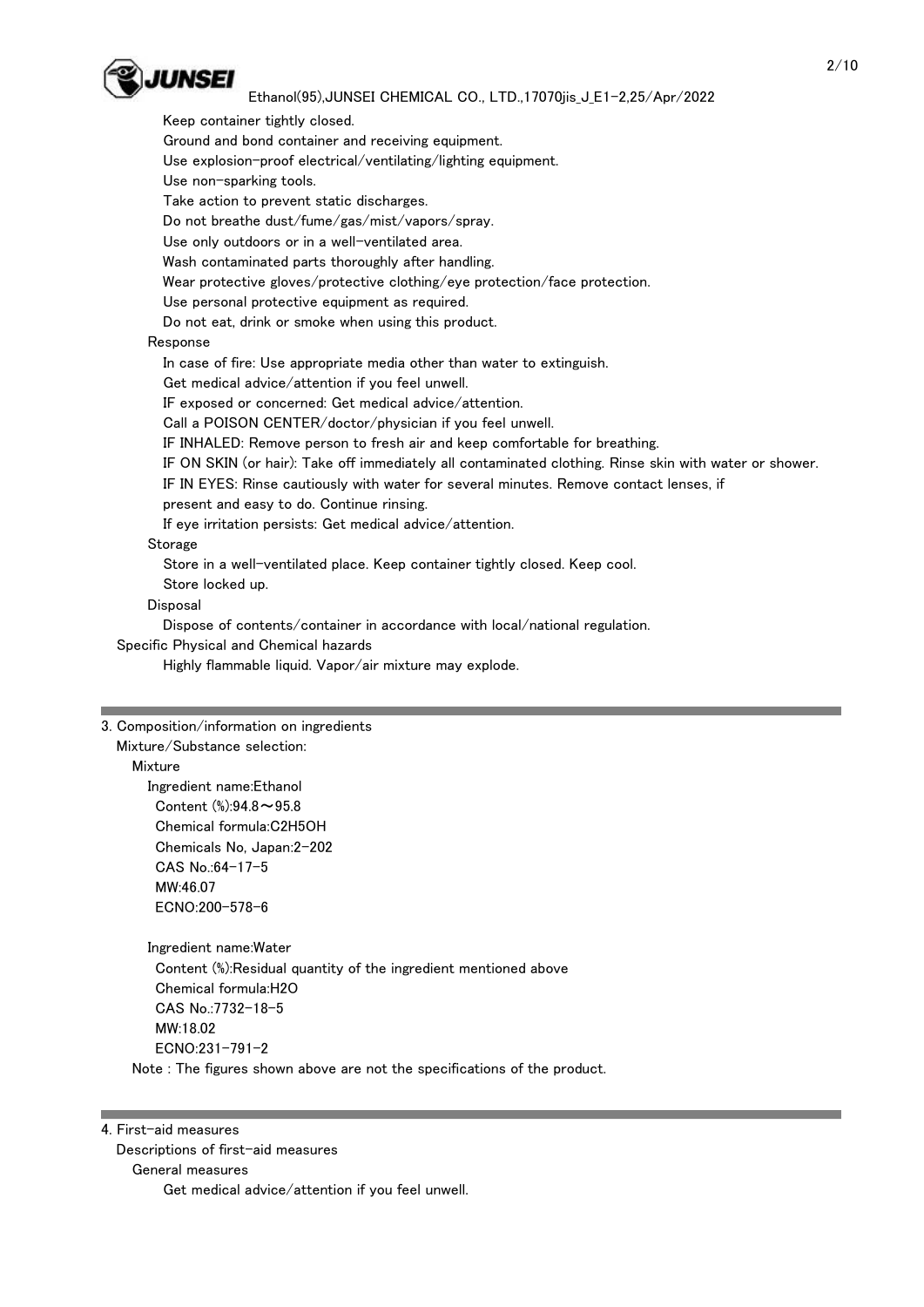Keep container tightly closed.
Ground and bond container and receiving equipment.
Use explosion-proof electrical/ventilating/lighting equipment.
Use non-sparking tools.
Take action to prevent static discharges.
Do not breathe dust/fume/gas/mist/vapors/spray.
Use only outdoors or in a well-ventilated area.
Wash contaminated parts thoroughly after handling.
Wear protective gloves/protective clothing/eye protection/face protection.
Use personal protective equipment as required.
Do not eat, drink or smoke when using this product.

Response

In case of fire: Use appropriate media other than water to extinguish.
Get medical advice/attention if you feel unwell.
IF exposed or concerned: Get medical advice/attention.
Call a POISON CENTER/doctor/physician if you feel unwell.
IF INHALED: Remove person to fresh air and keep comfortable for breathing.
IF ON SKIN (or hair): Take off immediately all contaminated clothing. Rinse skin with water or shower.
IF IN EYES: Rinse cautiously with water for several minutes. Remove contact lenses, if present and easy to do. Continue rinsing.
If eye irritation persists: Get medical advice/attention.

Storage

Store in a well-ventilated place. Keep container tightly closed. Keep cool.
Store locked up.

Disposal

Dispose of contents/container in accordance with local/national regulation.

Specific Physical and Chemical hazards

Highly flammable liquid. Vapor/air mixture may explode.

## 3. Composition/information on ingredients

Mixture/Substance selection:

Mixture

Ingredient name:Ethanol
Content (%):94.8～95.8
Chemical formula:$C_2H_5OH$
Chemicals No, Japan:2-202
CAS No.:64-17-5
MW:46.07
ECNO:200-578-6

Ingredient name:Water
Content (%):Residual quantity of the ingredient mentioned above
Chemical formula:$H_2O$
CAS No.:7732-18-5
MW:18.02
ECNO:231-791-2

Note : The figures shown above are not the specifications of the product.

## 4. First-aid measures

Descriptions of first-aid measures

General measures

Get medical advice/attention if you feel unwell.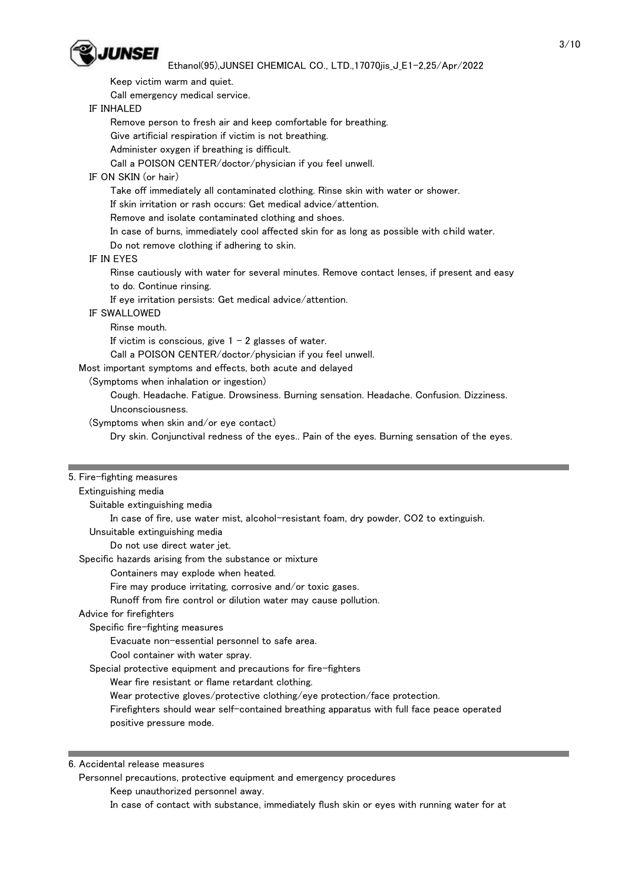Keep victim warm and quiet.
Call emergency medical service.

IF INHALED

Remove person to fresh air and keep comfortable for breathing.
Give artificial respiration if victim is not breathing.
Administer oxygen if breathing is difficult.
Call a POISON CENTER/doctor/physician if you feel unwell.

IF ON SKIN (or hair)

Take off immediately all contaminated clothing. Rinse skin with water or shower.
If skin irritation or rash occurs: Get medical advice/attention.
Remove and isolate contaminated clothing and shoes.
In case of burns, immediately cool affected skin for as long as possible with child water.
Do not remove clothing if adhering to skin.

IF IN EYES

Rinse cautiously with water for several minutes. Remove contact lenses, if present and easy to do. Continue rinsing.
If eye irritation persists: Get medical advice/attention.

IF SWALLOWED

Rinse mouth.
If victim is conscious, give 1 - 2 glasses of water.
Call a POISON CENTER/doctor/physician if you feel unwell.

Most important symptoms and effects, both acute and delayed

(Symptoms when inhalation or ingestion)

Cough. Headache. Fatigue. Drowsiness. Burning sensation. Headache. Confusion. Dizziness. Unconsciousness.

(Symptoms when skin and/or eye contact)

Dry skin. Conjunctival redness of the eyes.. Pain of the eyes. Burning sensation of the eyes.

## 5. Fire-fighting measures

Extinguishing media

Suitable extinguishing media

In case of fire, use water mist, alcohol-resistant foam, dry powder, $CO_2$ to extinguish.

Unsuitable extinguishing media

Do not use direct water jet.

Specific hazards arising from the substance or mixture

Containers may explode when heated.
Fire may produce irritating, corrosive and/or toxic gases.
Runoff from fire control or dilution water may cause pollution.

Advice for firefighters

Specific fire-fighting measures

Evacuate non-essential personnel to safe area.
Cool container with water spray.

Special protective equipment and precautions for fire-fighters

Wear fire resistant or flame retardant clothing.
Wear protective gloves/protective clothing/eye protection/face protection.
Firefighters should wear self-contained breathing apparatus with full face peace operated positive pressure mode.

## 6. Accidental release measures

Personnel precautions, protective equipment and emergency procedures

Keep unauthorized personnel away.
In case of contact with substance, immediately flush skin or eyes with running water for at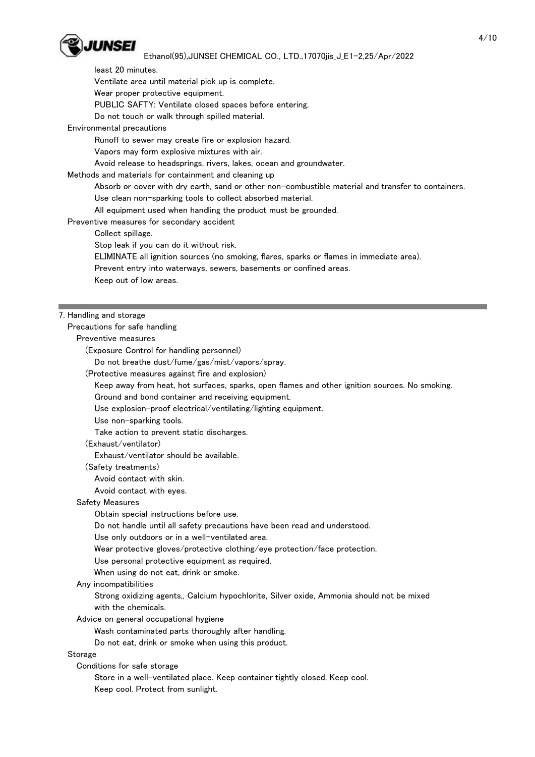least 20 minutes.

Ventilate area until material pick up is complete.

Wear proper protective equipment.

PUBLIC SAFTY: Ventilate closed spaces before entering.

Do not touch or walk through spilled material.

Environmental precautions

Runoff to sewer may create fire or explosion hazard.

Vapors may form explosive mixtures with air.

Avoid release to headsprings, rivers, lakes, ocean and groundwater.

Methods and materials for containment and cleaning up

Absorb or cover with dry earth, sand or other non-combustible material and transfer to containers.

Use clean non-sparking tools to collect absorbed material.

All equipment used when handling the product must be grounded.

Preventive measures for secondary accident

Collect spillage.

Stop leak if you can do it without risk.

ELIMINATE all ignition sources (no smoking, flares, sparks or flames in immediate area).

Prevent entry into waterways, sewers, basements or confined areas.

Keep out of low areas.

---

## 7. Handling and storage

Precautions for safe handling

Preventive measures

(Exposure Control for handling personnel)

Do not breathe dust/fume/gas/mist/vapors/spray.

(Protective measures against fire and explosion)

Keep away from heat, hot surfaces, sparks, open flames and other ignition sources. No smoking.

Ground and bond container and receiving equipment.

Use explosion-proof electrical/ventilating/lighting equipment.

Use non-sparking tools.

Take action to prevent static discharges.

(Exhaust/ventilator)

Exhaust/ventilator should be available.

(Safety treatments)

Avoid contact with skin.

Avoid contact with eyes.

Safety Measures

Obtain special instructions before use.

Do not handle until all safety precautions have been read and understood.

Use only outdoors or in a well-ventilated area.

Wear protective gloves/protective clothing/eye protection/face protection.

Use personal protective equipment as required.

When using do not eat, drink or smoke.

Any incompatibilities

Strong oxidizing agents,, Calcium hypochlorite, Silver oxide, Ammonia should not be mixed with the chemicals.

Advice on general occupational hygiene

Wash contaminated parts thoroughly after handling.

Do not eat, drink or smoke when using this product.

Storage

Conditions for safe storage

Store in a well-ventilated place. Keep container tightly closed. Keep cool.

Keep cool. Protect from sunlight.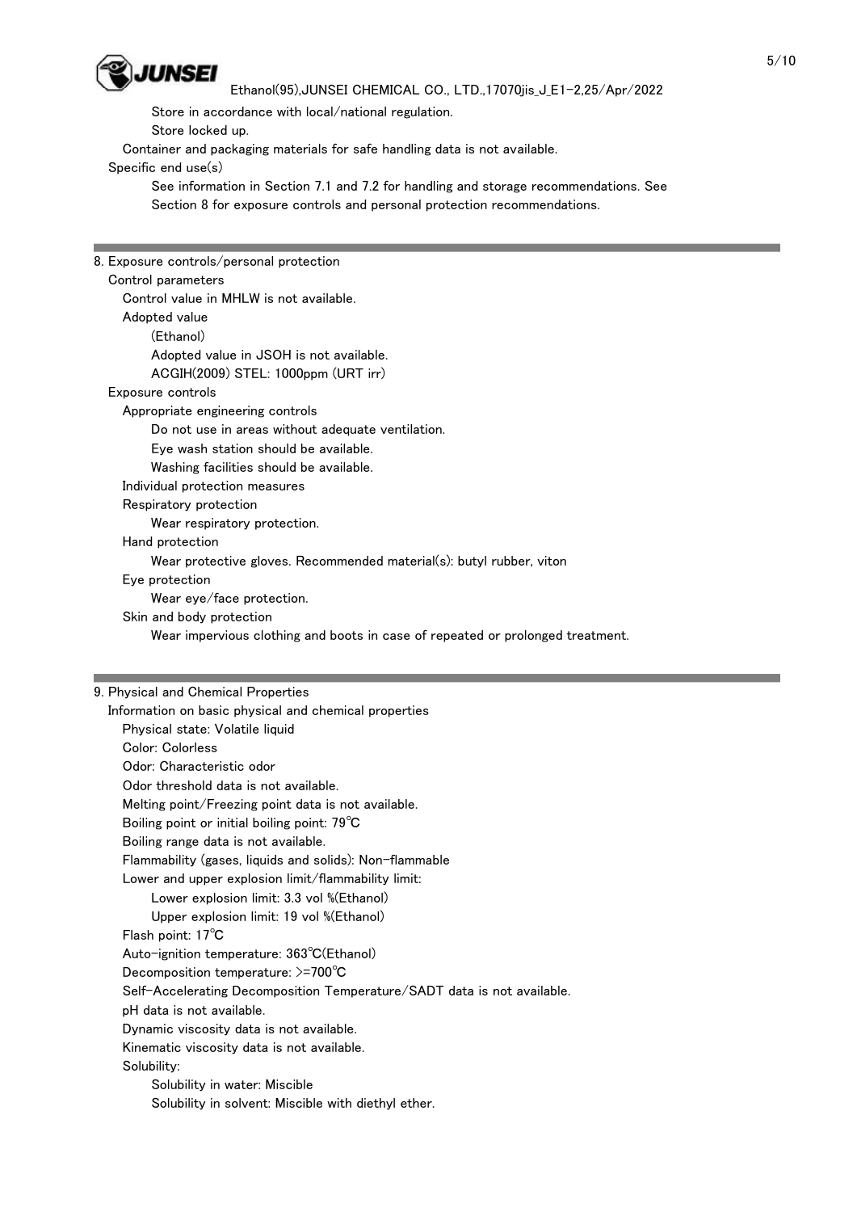Store in accordance with local/national regulation.

Store locked up.

Container and packaging materials for safe handling data is not available.

Specific end use(s)

See information in Section 7.1 and 7.2 for handling and storage recommendations. See Section 8 for exposure controls and personal protection recommendations.

## 8. Exposure controls/personal protection

Control parameters

Control value in MHLW is not available.

Adopted value

(Ethanol)

Adopted value in JSOH is not available.

ACGIH(2009) STEL: 1000ppm (URT irr)

Exposure controls

Appropriate engineering controls

Do not use in areas without adequate ventilation.

Eye wash station should be available.

Washing facilities should be available.

Individual protection measures

Respiratory protection

Wear respiratory protection.

Hand protection

Wear protective gloves. Recommended material(s): butyl rubber, viton

Eye protection

Wear eye/face protection.

Skin and body protection

Wear impervious clothing and boots in case of repeated or prolonged treatment.

## 9. Physical and Chemical Properties

Information on basic physical and chemical properties

Physical state: Volatile liquid

Color: Colorless

Odor: Characteristic odor

Odor threshold data is not available.

Melting point/Freezing point data is not available.

Boiling point or initial boiling point: 79℃

Boiling range data is not available.

Flammability (gases, liquids and solids): Non-flammable

Lower and upper explosion limit/flammability limit:

Lower explosion limit: 3.3 vol %(Ethanol)

Upper explosion limit: 19 vol %(Ethanol)

Flash point: 17℃

Auto-ignition temperature: 363℃(Ethanol)

Decomposition temperature: >=700℃

Self-Accelerating Decomposition Temperature/SADT data is not available.

pH data is not available.

Dynamic viscosity data is not available.

Kinematic viscosity data is not available.

Solubility:

Solubility in water: Miscible

Solubility in solvent: Miscible with diethyl ether.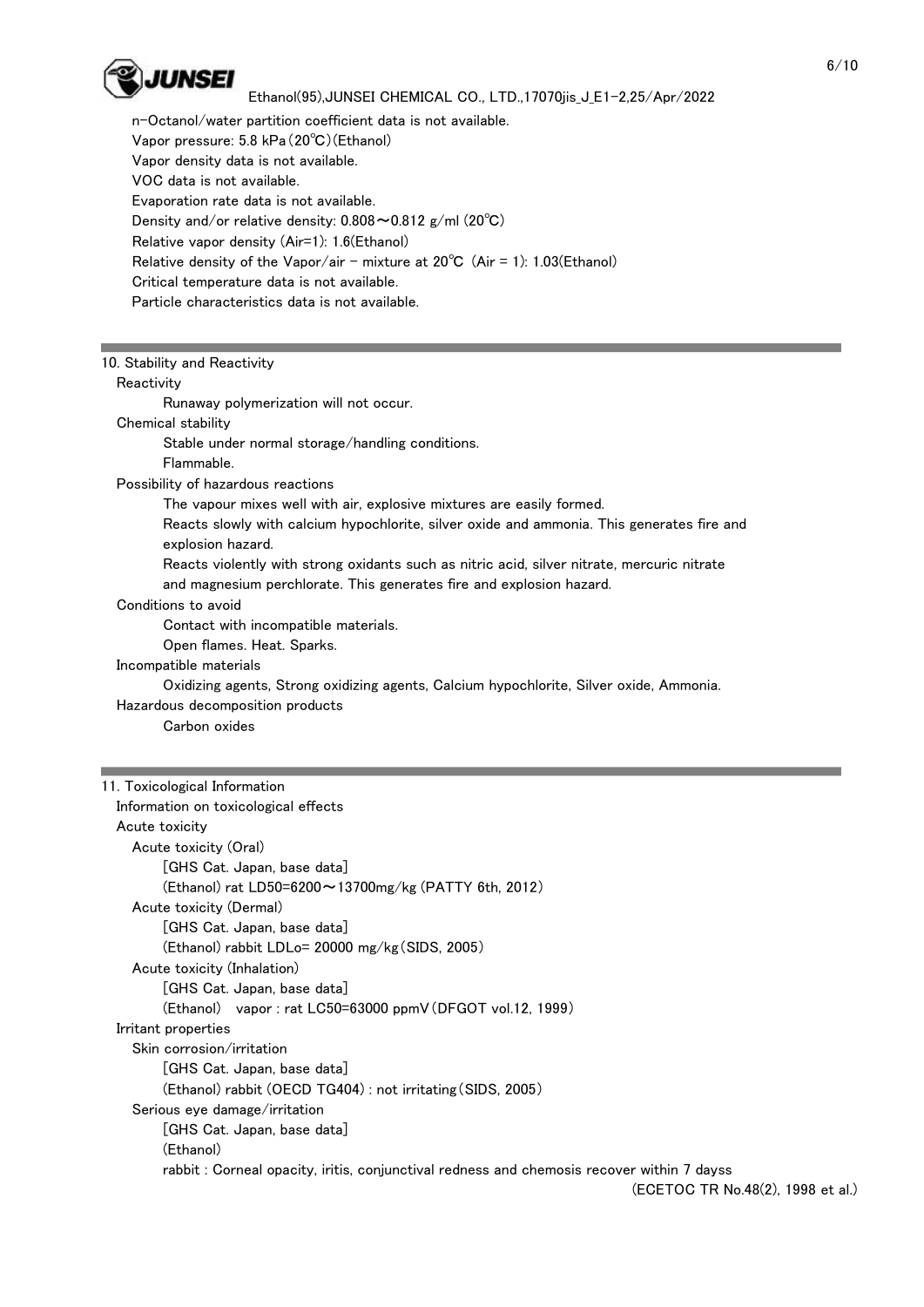n-Octanol/water partition coefficient data is not available.
Vapor pressure: 5.8 kPa (20℃) (Ethanol)
Vapor density data is not available.
VOC data is not available.
Evaporation rate data is not available.
Density and/or relative density: 0.808～0.812 g/ml (20℃)
Relative vapor density (Air=1): 1.6(Ethanol)
Relative density of the Vapor/air - mixture at 20℃ (Air = 1): 1.03(Ethanol)
Critical temperature data is not available.
Particle characteristics data is not available.

## 10. Stability and Reactivity

Reactivity
- Runaway polymerization will not occur.

Chemical stability
- Stable under normal storage/handling conditions.
- Flammable.

Possibility of hazardous reactions
- The vapour mixes well with air, explosive mixtures are easily formed.
- Reacts slowly with calcium hypochlorite, silver oxide and ammonia. This generates fire and explosion hazard.
- Reacts violently with strong oxidants such as nitric acid, silver nitrate, mercuric nitrate and magnesium perchlorate. This generates fire and explosion hazard.

Conditions to avoid
- Contact with incompatible materials.
- Open flames. Heat. Sparks.

Incompatible materials
- Oxidizing agents, Strong oxidizing agents, Calcium hypochlorite, Silver oxide, Ammonia.

Hazardous decomposition products
- Carbon oxides

## 11. Toxicological Information

Information on toxicological effects

Acute toxicity

Acute toxicity (Oral)
- [GHS Cat. Japan, base data]
- (Ethanol) rat LD50=6200～13700mg/kg (PATTY 6th, 2012)

Acute toxicity (Dermal)
- [GHS Cat. Japan, base data]
- (Ethanol) rabbit LDLo= 20000 mg/kg (SIDS, 2005)

Acute toxicity (Inhalation)
- [GHS Cat. Japan, base data]
- (Ethanol) vapor : rat LC50=63000 ppmV (DFGOT vol.12, 1999)

Irritant properties

Skin corrosion/irritation
- [GHS Cat. Japan, base data]
- (Ethanol) rabbit (OECD TG404) : not irritating (SIDS, 2005)

Serious eye damage/irritation
- [GHS Cat. Japan, base data]
- (Ethanol)
- rabbit : Corneal opacity, iritis, conjunctival redness and chemosis recover within 7 dayss (ECETOC TR No.48(2), 1998 et al.)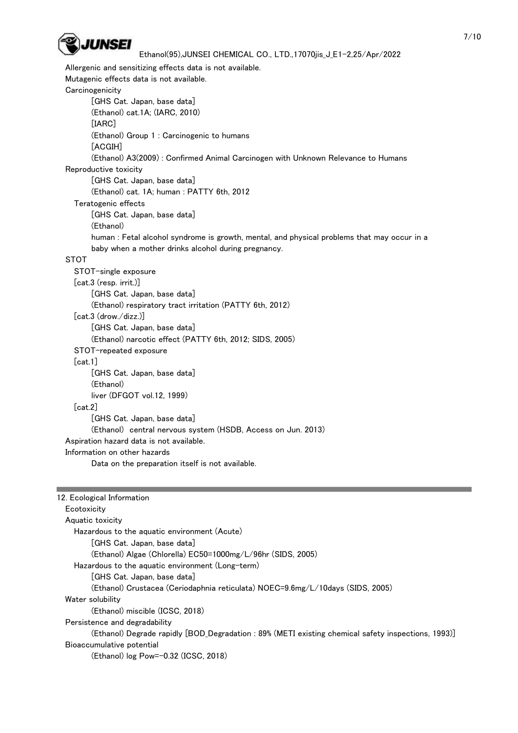Allergenic and sensitizing effects data is not available.

Mutagenic effects data is not available.

Carcinogenicity

[GHS Cat. Japan, base data]

(Ethanol) cat.1A; (IARC, 2010)

[IARC]

(Ethanol) Group 1 : Carcinogenic to humans

[ACGIH]

(Ethanol) A3(2009) : Confirmed Animal Carcinogen with Unknown Relevance to Humans

Reproductive toxicity

[GHS Cat. Japan, base data]

(Ethanol) cat. 1A; human : PATTY 6th, 2012

Teratogenic effects

[GHS Cat. Japan, base data]

(Ethanol)

human : Fetal alcohol syndrome is growth, mental, and physical problems that may occur in a baby when a mother drinks alcohol during pregnancy.

STOT

STOT-single exposure

[cat.3 (resp. irrit.)]

[GHS Cat. Japan, base data]

(Ethanol) respiratory tract irritation (PATTY 6th, 2012)

[cat.3 (drow./dizz.)]

[GHS Cat. Japan, base data]

(Ethanol) narcotic effect (PATTY 6th, 2012; SIDS, 2005)

STOT-repeated exposure

[cat.1]

[GHS Cat. Japan, base data]

(Ethanol)

liver (DFGOT vol.12, 1999)

[cat.2]

[GHS Cat. Japan, base data]

(Ethanol) central nervous system (HSDB, Access on Jun. 2013)

Aspiration hazard data is not available.

Information on other hazards

Data on the preparation itself is not available.

## 12. Ecological Information

Ecotoxicity

Aquatic toxicity

Hazardous to the aquatic environment (Acute)

[GHS Cat. Japan, base data]

(Ethanol) Algae (Chlorella) EC50=1000mg/L/96hr (SIDS, 2005)

Hazardous to the aquatic environment (Long-term)

[GHS Cat. Japan, base data]

(Ethanol) Crustacea (Ceriodaphnia reticulata) NOEC=9.6mg/L/10days (SIDS, 2005)

Water solubility

(Ethanol) miscible (ICSC, 2018)

Persistence and degradability

(Ethanol) Degrade rapidly [BOD_Degradation : 89% (METI existing chemical safety inspections, 1993)]

Bioaccumulative potential

(Ethanol) log Pow=-0.32 (ICSC, 2018)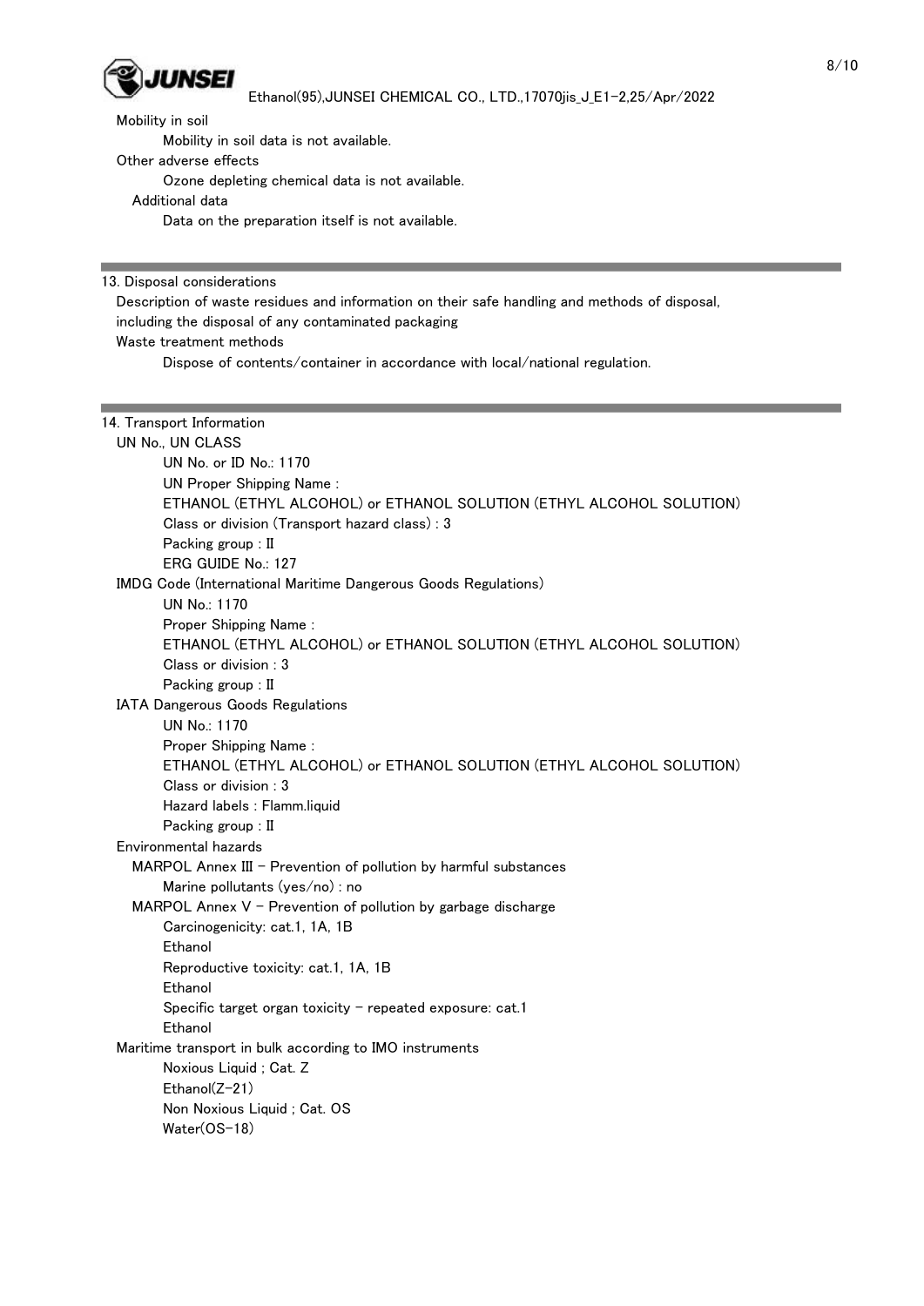Mobility in soil

Mobility in soil data is not available.

Other adverse effects

Ozone depleting chemical data is not available.

Additional data

Data on the preparation itself is not available.

## 13. Disposal considerations

Description of waste residues and information on their safe handling and methods of disposal, including the disposal of any contaminated packaging

Waste treatment methods

Dispose of contents/container in accordance with local/national regulation.

## 14. Transport Information

UN No., UN CLASS

UN No. or ID No.: 1170

UN Proper Shipping Name :

ETHANOL (ETHYL ALCOHOL) or ETHANOL SOLUTION (ETHYL ALCOHOL SOLUTION)

Class or division (Transport hazard class) : 3

Packing group : II

ERG GUIDE No.: 127

IMDG Code (International Maritime Dangerous Goods Regulations)

UN No.: 1170

Proper Shipping Name :

ETHANOL (ETHYL ALCOHOL) or ETHANOL SOLUTION (ETHYL ALCOHOL SOLUTION)

Class or division : 3

Packing group : II

IATA Dangerous Goods Regulations

UN No.: 1170

Proper Shipping Name :

ETHANOL (ETHYL ALCOHOL) or ETHANOL SOLUTION (ETHYL ALCOHOL SOLUTION)

Class or division : 3

Hazard labels : Flamm.liquid

Packing group : II

Environmental hazards

MARPOL Annex III - Prevention of pollution by harmful substances

Marine pollutants (yes/no) : no

MARPOL Annex V - Prevention of pollution by garbage discharge

Carcinogenicity: cat.1, 1A, 1B

Ethanol

Reproductive toxicity: cat.1, 1A, 1B

Ethanol

Specific target organ toxicity - repeated exposure: cat.1

Ethanol

Maritime transport in bulk according to IMO instruments

Noxious Liquid ; Cat. Z

Ethanol(Z-21)

Non Noxious Liquid ; Cat. OS

Water(OS-18)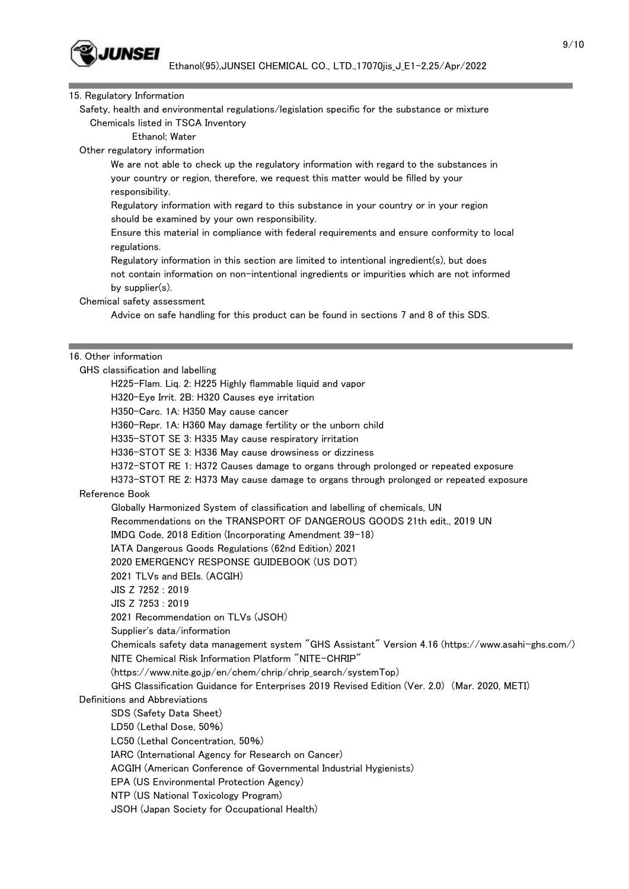## 15. Regulatory Information

Safety, health and environmental regulations/legislation specific for the substance or mixture

Chemicals listed in TSCA Inventory

Ethanol; Water

Other regulatory information

We are not able to check up the regulatory information with regard to the substances in your country or region, therefore, we request this matter would be filled by your responsibility.

Regulatory information with regard to this substance in your country or in your region should be examined by your own responsibility.

Ensure this material in compliance with federal requirements and ensure conformity to local regulations.

Regulatory information in this section are limited to intentional ingredient(s), but does not contain information on non-intentional ingredients or impurities which are not informed by supplier(s).

Chemical safety assessment

Advice on safe handling for this product can be found in sections 7 and 8 of this SDS.

## 16. Other information

GHS classification and labelling

H225-Flam. Liq. 2: H225 Highly flammable liquid and vapor
H320-Eye Irrit. 2B: H320 Causes eye irritation
H350-Carc. 1A: H350 May cause cancer
H360-Repr. 1A: H360 May damage fertility or the unborn child
H335-STOT SE 3: H335 May cause respiratory irritation
H336-STOT SE 3: H336 May cause drowsiness or dizziness
H372-STOT RE 1: H372 Causes damage to organs through prolonged or repeated exposure
H373-STOT RE 2: H373 May cause damage to organs through prolonged or repeated exposure

Reference Book

Globally Harmonized System of classification and labelling of chemicals, UN
Recommendations on the TRANSPORT OF DANGEROUS GOODS 21th edit., 2019 UN
IMDG Code, 2018 Edition (Incorporating Amendment 39-18)
IATA Dangerous Goods Regulations (62nd Edition) 2021
2020 EMERGENCY RESPONSE GUIDEBOOK (US DOT)
2021 TLVs and BEIs. (ACGIH)
JIS Z 7252 : 2019
JIS Z 7253 : 2019
2021 Recommendation on TLVs (JSOH)
Supplier's data/information
Chemicals safety data management system "GHS Assistant" Version 4.16 (https://www.asahi-ghs.com/)
NITE Chemical Risk Information Platform "NITE-CHRIP"
(https://www.nite.go.jp/en/chem/chrip/chrip_search/systemTop)
GHS Classification Guidance for Enterprises 2019 Revised Edition (Ver. 2.0) (Mar. 2020, METI)

Definitions and Abbreviations

SDS (Safety Data Sheet)
LD50 (Lethal Dose, 50%)
LC50 (Lethal Concentration, 50%)
IARC (International Agency for Research on Cancer)
ACGIH (American Conference of Governmental Industrial Hygienists)
EPA (US Environmental Protection Agency)
NTP (US National Toxicology Program)
JSOH (Japan Society for Occupational Health)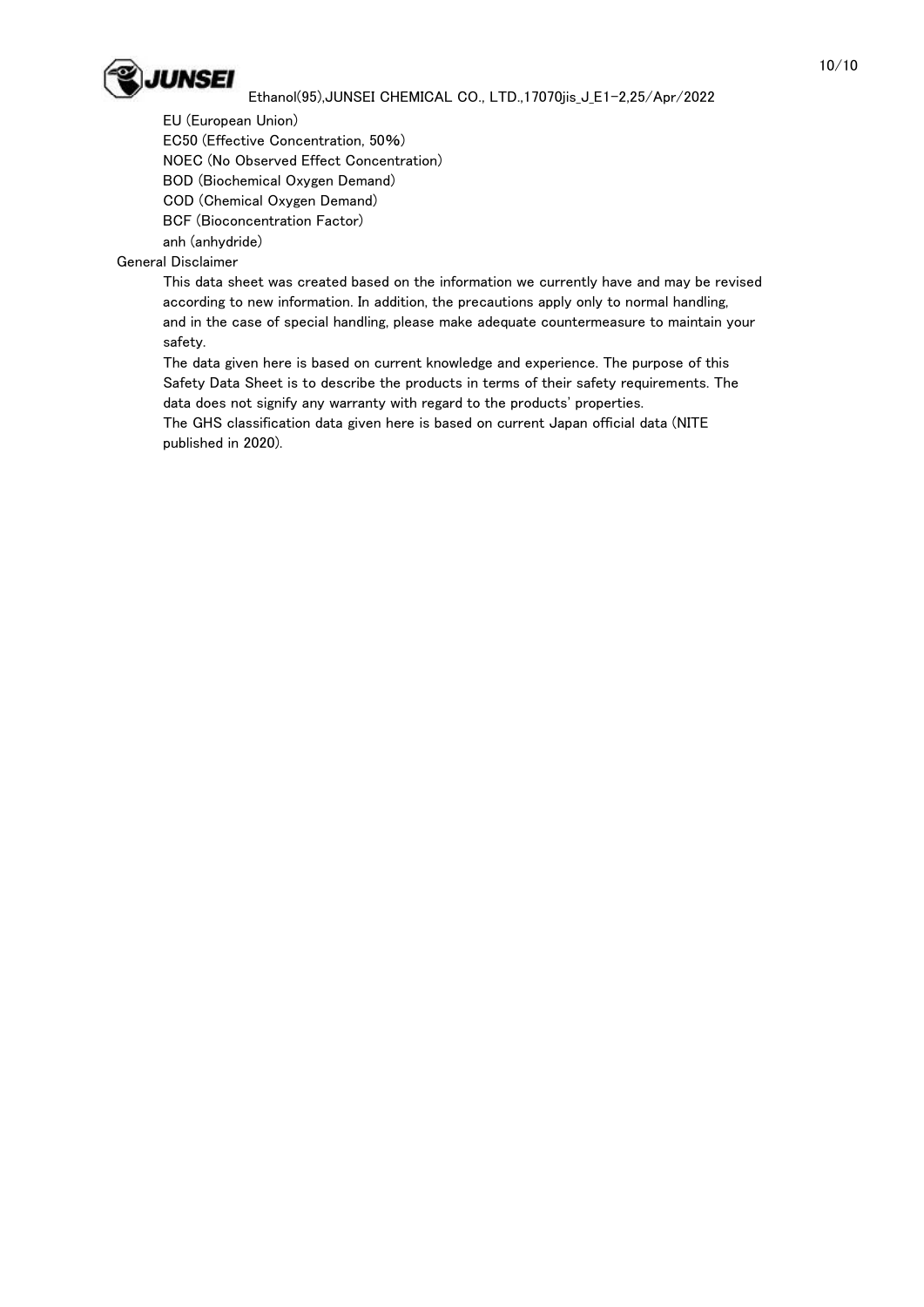EU (European Union)

EC50 (Effective Concentration, 50%)

NOEC (No Observed Effect Concentration)

BOD (Biochemical Oxygen Demand)

COD (Chemical Oxygen Demand)

BCF (Bioconcentration Factor)

anh (anhydride)

General Disclaimer

This data sheet was created based on the information we currently have and may be revised according to new information. In addition, the precautions apply only to normal handling, and in the case of special handling, please make adequate countermeasure to maintain your safety.

The data given here is based on current knowledge and experience. The purpose of this Safety Data Sheet is to describe the products in terms of their safety requirements. The data does not signify any warranty with regard to the products' properties.

The GHS classification data given here is based on current Japan official data (NITE published in 2020).